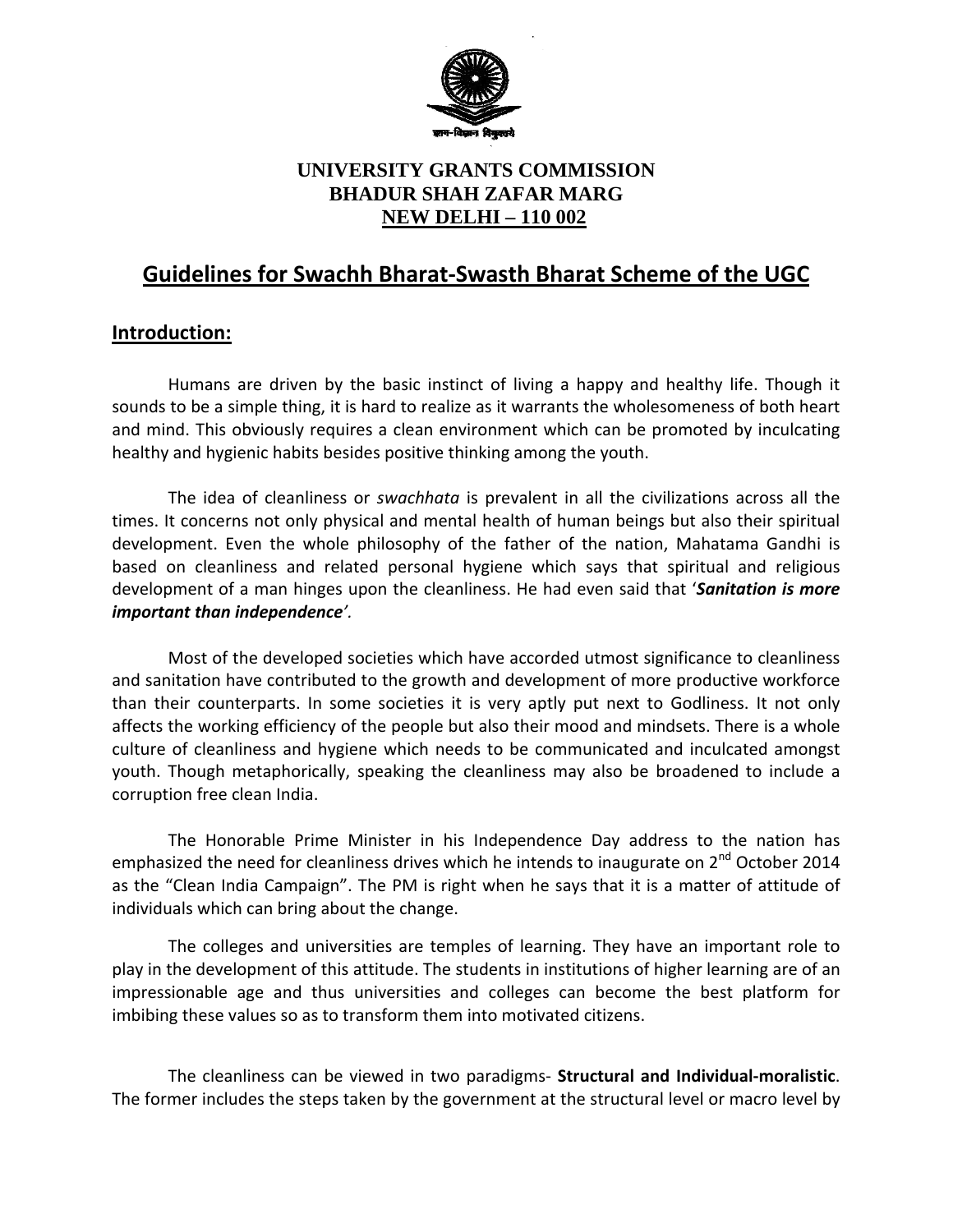**UNIVERSITY GRANTS COMMISSION**
**BHADUR SHAH ZAFAR MARG**
**NEW DELHI – 110 002**

# Guidelines for Swachh Bharat-Swasth Bharat Scheme of the UGC

## Introduction:

Humans are driven by the basic instinct of living a happy and healthy life. Though it sounds to be a simple thing, it is hard to realize as it warrants the wholesomeness of both heart and mind. This obviously requires a clean environment which can be promoted by inculcating healthy and hygienic habits besides positive thinking among the youth.

The idea of cleanliness or *swachhata* is prevalent in all the civilizations across all the times. It concerns not only physical and mental health of human beings but also their spiritual development. Even the whole philosophy of the father of the nation, Mahatama Gandhi is based on cleanliness and related personal hygiene which says that spiritual and religious development of a man hinges upon the cleanliness. He had even said that '***Sanitation is more important than independence***'.

Most of the developed societies which have accorded utmost significance to cleanliness and sanitation have contributed to the growth and development of more productive workforce than their counterparts. In some societies it is very aptly put next to Godliness. It not only affects the working efficiency of the people but also their mood and mindsets. There is a whole culture of cleanliness and hygiene which needs to be communicated and inculcated amongst youth. Though metaphorically, speaking the cleanliness may also be broadened to include a corruption free clean India.

The Honorable Prime Minister in his Independence Day address to the nation has emphasized the need for cleanliness drives which he intends to inaugurate on 2nd October 2014 as the "Clean India Campaign". The PM is right when he says that it is a matter of attitude of individuals which can bring about the change.

The colleges and universities are temples of learning. They have an important role to play in the development of this attitude. The students in institutions of higher learning are of an impressionable age and thus universities and colleges can become the best platform for imbibing these values so as to transform them into motivated citizens.

The cleanliness can be viewed in two paradigms- **Structural and Individual-moralistic**. The former includes the steps taken by the government at the structural level or macro level by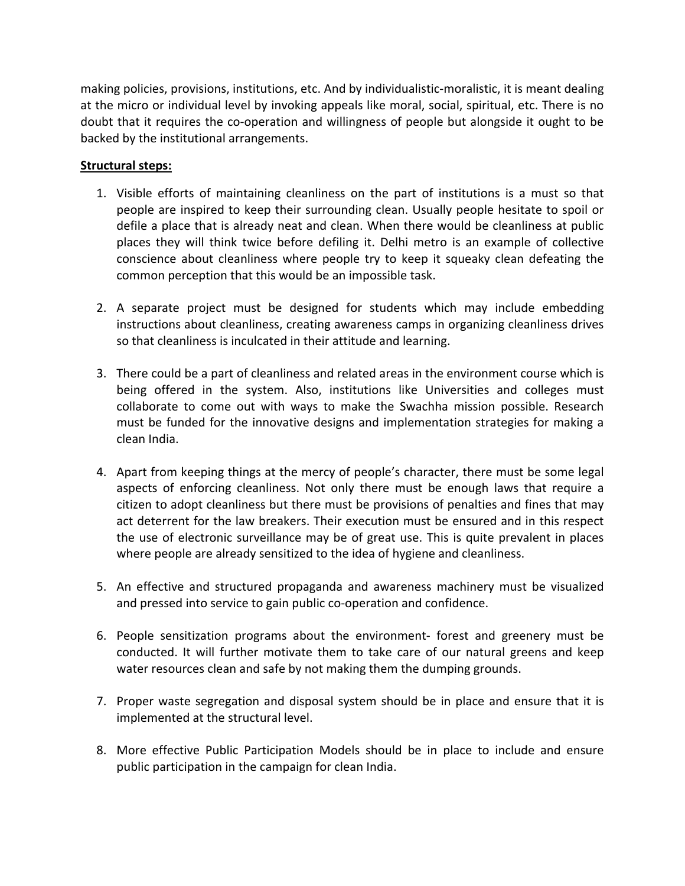making policies, provisions, institutions, etc. And by individualistic-moralistic, it is meant dealing at the micro or individual level by invoking appeals like moral, social, spiritual, etc. There is no doubt that it requires the co-operation and willingness of people but alongside it ought to be backed by the institutional arrangements.

**Structural steps:**

1. Visible efforts of maintaining cleanliness on the part of institutions is a must so that people are inspired to keep their surrounding clean. Usually people hesitate to spoil or defile a place that is already neat and clean. When there would be cleanliness at public places they will think twice before defiling it. Delhi metro is an example of collective conscience about cleanliness where people try to keep it squeaky clean defeating the common perception that this would be an impossible task.

2. A separate project must be designed for students which may include embedding instructions about cleanliness, creating awareness camps in organizing cleanliness drives so that cleanliness is inculcated in their attitude and learning.

3. There could be a part of cleanliness and related areas in the environment course which is being offered in the system. Also, institutions like Universities and colleges must collaborate to come out with ways to make the Swachha mission possible. Research must be funded for the innovative designs and implementation strategies for making a clean India.

4. Apart from keeping things at the mercy of people's character, there must be some legal aspects of enforcing cleanliness. Not only there must be enough laws that require a citizen to adopt cleanliness but there must be provisions of penalties and fines that may act deterrent for the law breakers. Their execution must be ensured and in this respect the use of electronic surveillance may be of great use. This is quite prevalent in places where people are already sensitized to the idea of hygiene and cleanliness.

5. An effective and structured propaganda and awareness machinery must be visualized and pressed into service to gain public co-operation and confidence.

6. People sensitization programs about the environment- forest and greenery must be conducted. It will further motivate them to take care of our natural greens and keep water resources clean and safe by not making them the dumping grounds.

7. Proper waste segregation and disposal system should be in place and ensure that it is implemented at the structural level.

8. More effective Public Participation Models should be in place to include and ensure public participation in the campaign for clean India.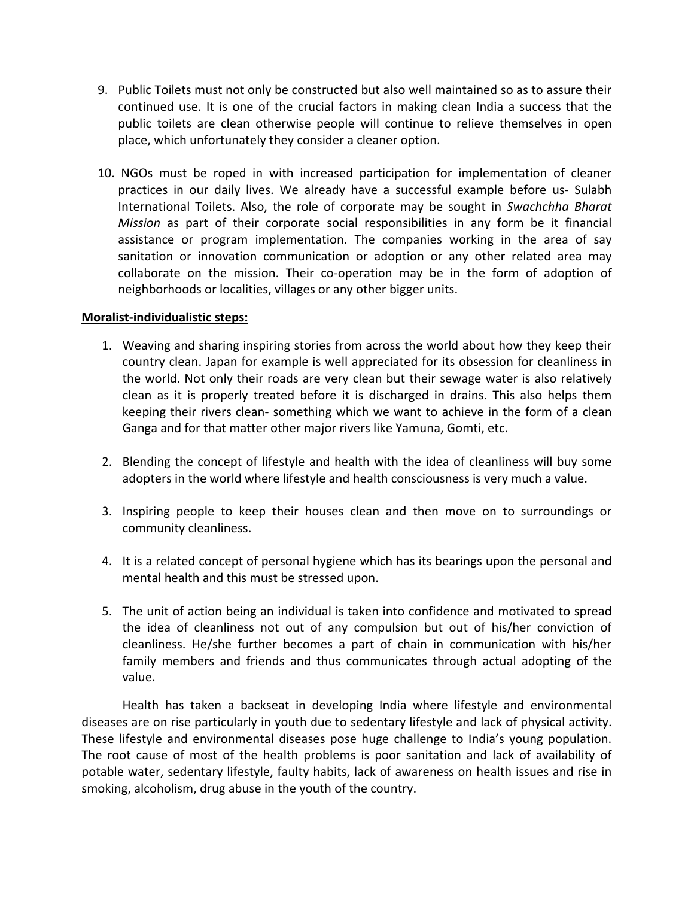9. Public Toilets must not only be constructed but also well maintained so as to assure their continued use. It is one of the crucial factors in making clean India a success that the public toilets are clean otherwise people will continue to relieve themselves in open place, which unfortunately they consider a cleaner option.

10. NGOs must be roped in with increased participation for implementation of cleaner practices in our daily lives. We already have a successful example before us- Sulabh International Toilets. Also, the role of corporate may be sought in *Swachchha Bharat Mission* as part of their corporate social responsibilities in any form be it financial assistance or program implementation. The companies working in the area of say sanitation or innovation communication or adoption or any other related area may collaborate on the mission. Their co-operation may be in the form of adoption of neighborhoods or localities, villages or any other bigger units.

**Moralist-individualistic steps:**

1. Weaving and sharing inspiring stories from across the world about how they keep their country clean. Japan for example is well appreciated for its obsession for cleanliness in the world. Not only their roads are very clean but their sewage water is also relatively clean as it is properly treated before it is discharged in drains. This also helps them keeping their rivers clean- something which we want to achieve in the form of a clean Ganga and for that matter other major rivers like Yamuna, Gomti, etc.

2. Blending the concept of lifestyle and health with the idea of cleanliness will buy some adopters in the world where lifestyle and health consciousness is very much a value.

3. Inspiring people to keep their houses clean and then move on to surroundings or community cleanliness.

4. It is a related concept of personal hygiene which has its bearings upon the personal and mental health and this must be stressed upon.

5. The unit of action being an individual is taken into confidence and motivated to spread the idea of cleanliness not out of any compulsion but out of his/her conviction of cleanliness. He/she further becomes a part of chain in communication with his/her family members and friends and thus communicates through actual adopting of the value.

Health has taken a backseat in developing India where lifestyle and environmental diseases are on rise particularly in youth due to sedentary lifestyle and lack of physical activity. These lifestyle and environmental diseases pose huge challenge to India's young population. The root cause of most of the health problems is poor sanitation and lack of availability of potable water, sedentary lifestyle, faulty habits, lack of awareness on health issues and rise in smoking, alcoholism, drug abuse in the youth of the country.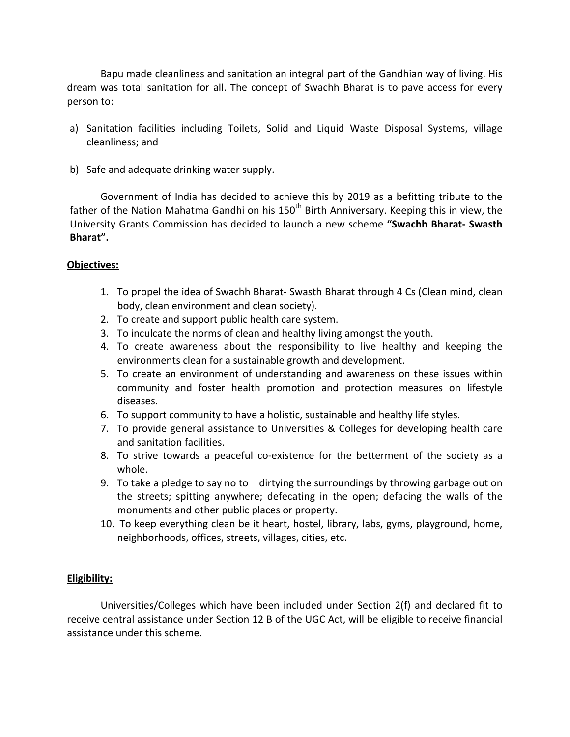Bapu made cleanliness and sanitation an integral part of the Gandhian way of living. His dream was total sanitation for all. The concept of Swachh Bharat is to pave access for every person to:

a) Sanitation facilities including Toilets, Solid and Liquid Waste Disposal Systems, village cleanliness; and

b) Safe and adequate drinking water supply.

Government of India has decided to achieve this by 2019 as a befitting tribute to the father of the Nation Mahatma Gandhi on his 150th Birth Anniversary. Keeping this in view, the University Grants Commission has decided to launch a new scheme **"Swachh Bharat- Swasth Bharat".**

**Objectives:**

1. To propel the idea of Swachh Bharat- Swasth Bharat through 4 Cs (Clean mind, clean body, clean environment and clean society).
2. To create and support public health care system.
3. To inculcate the norms of clean and healthy living amongst the youth.
4. To create awareness about the responsibility to live healthy and keeping the environments clean for a sustainable growth and development.
5. To create an environment of understanding and awareness on these issues within community and foster health promotion and protection measures on lifestyle diseases.
6. To support community to have a holistic, sustainable and healthy life styles.
7. To provide general assistance to Universities & Colleges for developing health care and sanitation facilities.
8. To strive towards a peaceful co-existence for the betterment of the society as a whole.
9. To take a pledge to say no to dirtying the surroundings by throwing garbage out on the streets; spitting anywhere; defecating in the open; defacing the walls of the monuments and other public places or property.
10. To keep everything clean be it heart, hostel, library, labs, gyms, playground, home, neighborhoods, offices, streets, villages, cities, etc.

**Eligibility:**

Universities/Colleges which have been included under Section 2(f) and declared fit to receive central assistance under Section 12 B of the UGC Act, will be eligible to receive financial assistance under this scheme.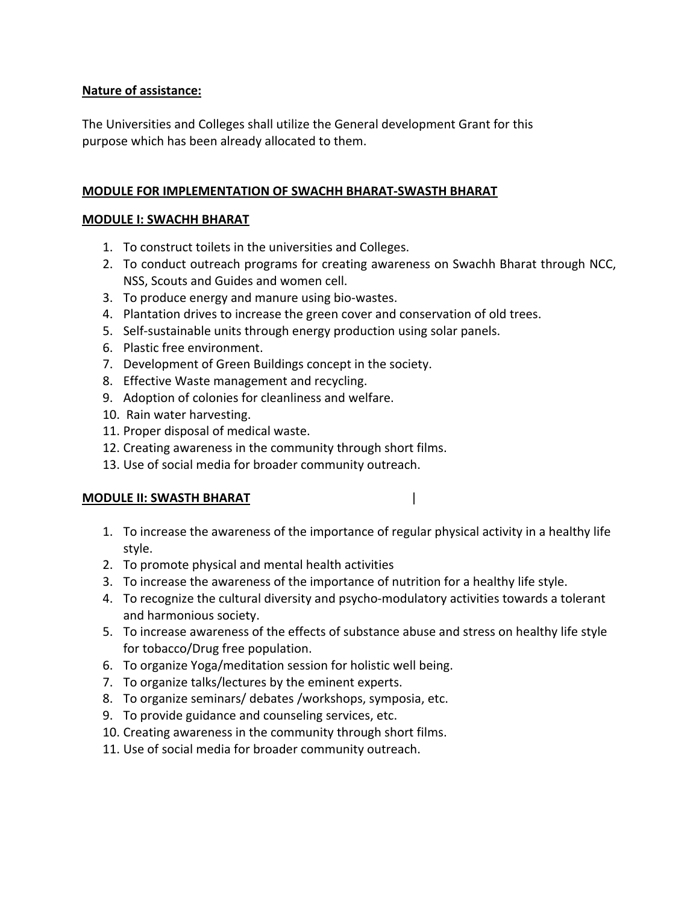**Nature of assistance:**

The Universities and Colleges shall utilize the General development Grant for this purpose which has been already allocated to them.

**MODULE FOR IMPLEMENTATION OF SWACHH BHARAT-SWASTH BHARAT**

**MODULE I: SWACHH BHARAT**

1. To construct toilets in the universities and Colleges.
2. To conduct outreach programs for creating awareness on Swachh Bharat through NCC, NSS, Scouts and Guides and women cell.
3. To produce energy and manure using bio-wastes.
4. Plantation drives to increase the green cover and conservation of old trees.
5. Self-sustainable units through energy production using solar panels.
6. Plastic free environment.
7. Development of Green Buildings concept in the society.
8. Effective Waste management and recycling.
9. Adoption of colonies for cleanliness and welfare.
10. Rain water harvesting.
11. Proper disposal of medical waste.
12. Creating awareness in the community through short films.
13. Use of social media for broader community outreach.

**MODULE II: SWASTH BHARAT**

1. To increase the awareness of the importance of regular physical activity in a healthy life style.
2. To promote physical and mental health activities
3. To increase the awareness of the importance of nutrition for a healthy life style.
4. To recognize the cultural diversity and psycho-modulatory activities towards a tolerant and harmonious society.
5. To increase awareness of the effects of substance abuse and stress on healthy life style for tobacco/Drug free population.
6. To organize Yoga/meditation session for holistic well being.
7. To organize talks/lectures by the eminent experts.
8. To organize seminars/ debates /workshops, symposia, etc.
9. To provide guidance and counseling services, etc.
10. Creating awareness in the community through short films.
11. Use of social media for broader community outreach.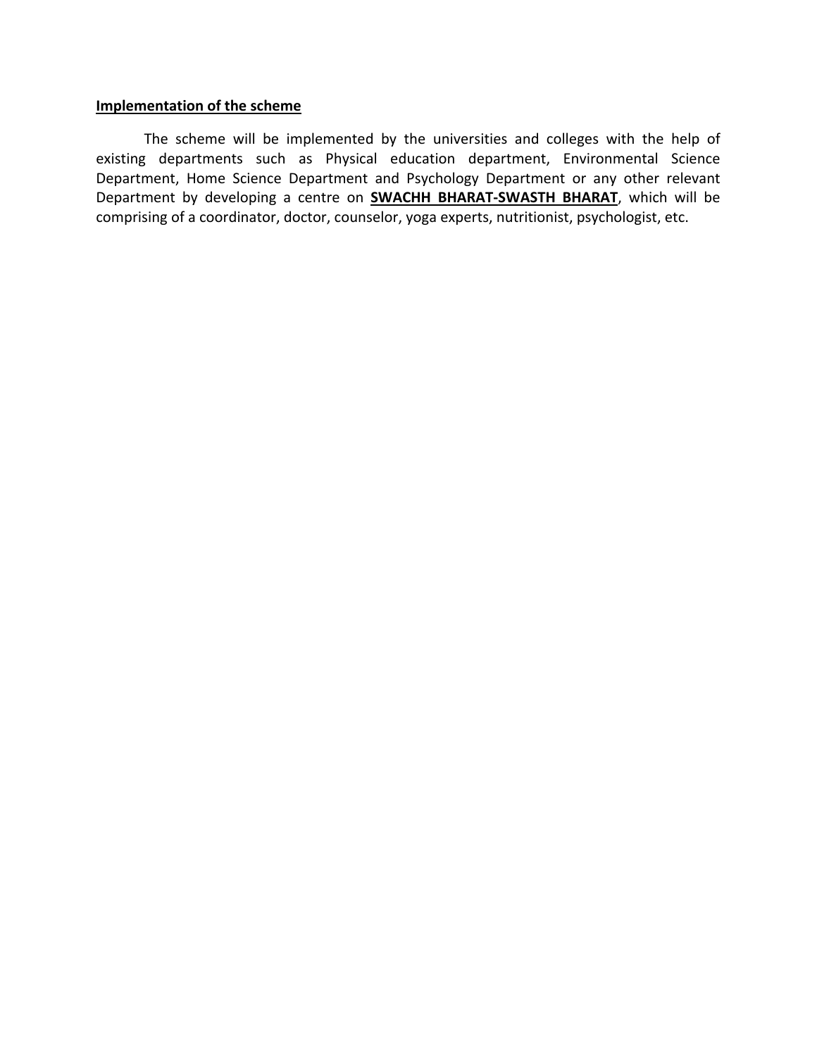**Implementation of the scheme**

The scheme will be implemented by the universities and colleges with the help of existing departments such as Physical education department, Environmental Science Department, Home Science Department and Psychology Department or any other relevant Department by developing a centre on **SWACHH BHARAT-SWASTH BHARAT**, which will be comprising of a coordinator, doctor, counselor, yoga experts, nutritionist, psychologist, etc.